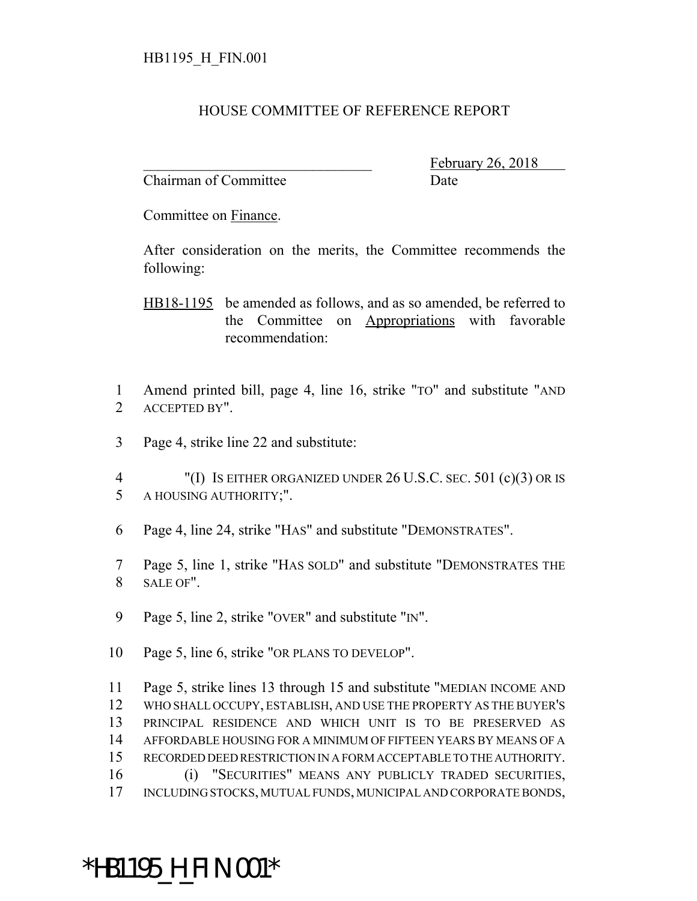HB1195_H_FIN.001

# HOUSE COMMITTEE OF REFERENCE REPORT

_______________________________ February 26, 2018
Chairman of Committee Date

Committee on Finance.

After consideration on the merits, the Committee recommends the following:

HB18-1195 be amended as follows, and as so amended, be referred to the Committee on Appropriations with favorable recommendation:

1 Amend printed bill, page 4, line 16, strike "TO" and substitute "AND
2 ACCEPTED BY".

3 Page 4, strike line 22 and substitute:

4 "(I) IS EITHER ORGANIZED UNDER 26 U.S.C. SEC. 501 (c)(3) OR IS
5 A HOUSING AUTHORITY;".

6 Page 4, line 24, strike "HAS" and substitute "DEMONSTRATES".

7 Page 5, line 1, strike "HAS SOLD" and substitute "DEMONSTRATES THE
8 SALE OF".

9 Page 5, line 2, strike "OVER" and substitute "IN".

10 Page 5, line 6, strike "OR PLANS TO DEVELOP".

11 Page 5, strike lines 13 through 15 and substitute "MEDIAN INCOME AND
12 WHO SHALL OCCUPY, ESTABLISH, AND USE THE PROPERTY AS THE BUYER'S
13 PRINCIPAL RESIDENCE AND WHICH UNIT IS TO BE PRESERVED AS
14 AFFORDABLE HOUSING FOR A MINIMUM OF FIFTEEN YEARS BY MEANS OF A
15 RECORDED DEED RESTRICTION IN A FORM ACCEPTABLE TO THE AUTHORITY.
16 (i) "SECURITIES" MEANS ANY PUBLICLY TRADED SECURITIES,
17 INCLUDING STOCKS, MUTUAL FUNDS, MUNICIPAL AND CORPORATE BONDS,

*HB1195_H_FIN.001*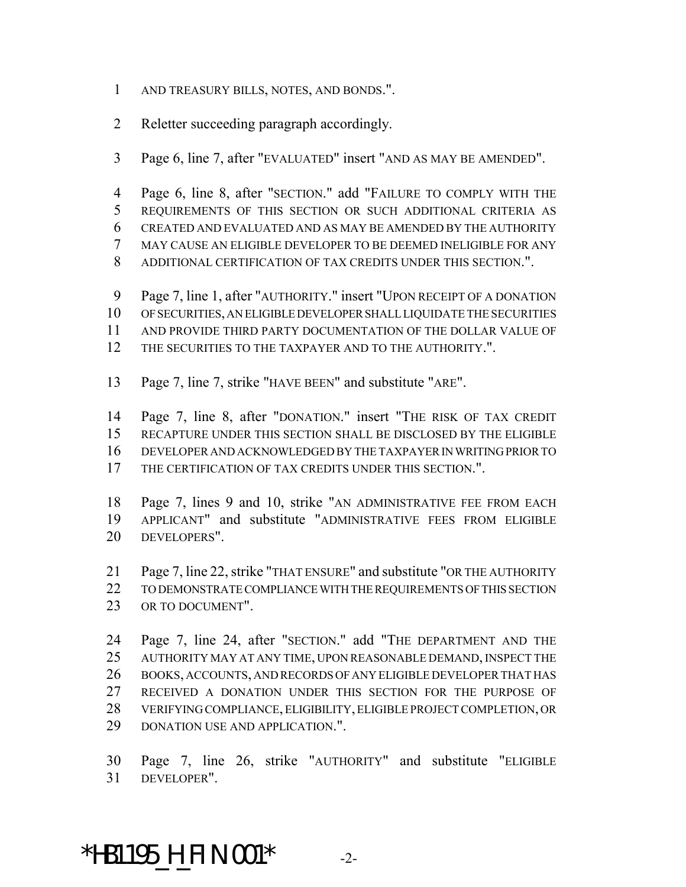1 AND TREASURY BILLS, NOTES, AND BONDS.".

2 Reletter succeeding paragraph accordingly.

3 Page 6, line 7, after "EVALUATED" insert "AND AS MAY BE AMENDED".

4 Page 6, line 8, after "SECTION." add "FAILURE TO COMPLY WITH THE
5 REQUIREMENTS OF THIS SECTION OR SUCH ADDITIONAL CRITERIA AS
6 CREATED AND EVALUATED AND AS MAY BE AMENDED BY THE AUTHORITY
7 MAY CAUSE AN ELIGIBLE DEVELOPER TO BE DEEMED INELIGIBLE FOR ANY
8 ADDITIONAL CERTIFICATION OF TAX CREDITS UNDER THIS SECTION.".

9 Page 7, line 1, after "AUTHORITY." insert "UPON RECEIPT OF A DONATION
10 OF SECURITIES, AN ELIGIBLE DEVELOPER SHALL LIQUIDATE THE SECURITIES
11 AND PROVIDE THIRD PARTY DOCUMENTATION OF THE DOLLAR VALUE OF
12 THE SECURITIES TO THE TAXPAYER AND TO THE AUTHORITY.".

13 Page 7, line 7, strike "HAVE BEEN" and substitute "ARE".

14 Page 7, line 8, after "DONATION." insert "THE RISK OF TAX CREDIT
15 RECAPTURE UNDER THIS SECTION SHALL BE DISCLOSED BY THE ELIGIBLE
16 DEVELOPER AND ACKNOWLEDGED BY THE TAXPAYER IN WRITING PRIOR TO
17 THE CERTIFICATION OF TAX CREDITS UNDER THIS SECTION.".

18 Page 7, lines 9 and 10, strike "AN ADMINISTRATIVE FEE FROM EACH
19 APPLICANT" and substitute "ADMINISTRATIVE FEES FROM ELIGIBLE
20 DEVELOPERS".

21 Page 7, line 22, strike "THAT ENSURE" and substitute "OR THE AUTHORITY
22 TO DEMONSTRATE COMPLIANCE WITH THE REQUIREMENTS OF THIS SECTION
23 OR TO DOCUMENT".

24 Page 7, line 24, after "SECTION." add "THE DEPARTMENT AND THE
25 AUTHORITY MAY AT ANY TIME, UPON REASONABLE DEMAND, INSPECT THE
26 BOOKS, ACCOUNTS, AND RECORDS OF ANY ELIGIBLE DEVELOPER THAT HAS
27 RECEIVED A DONATION UNDER THIS SECTION FOR THE PURPOSE OF
28 VERIFYING COMPLIANCE, ELIGIBILITY, ELIGIBLE PROJECT COMPLETION, OR
29 DONATION USE AND APPLICATION.".

30 Page 7, line 26, strike "AUTHORITY" and substitute "ELIGIBLE
31 DEVELOPER".

*HB1195_H_FIN.001*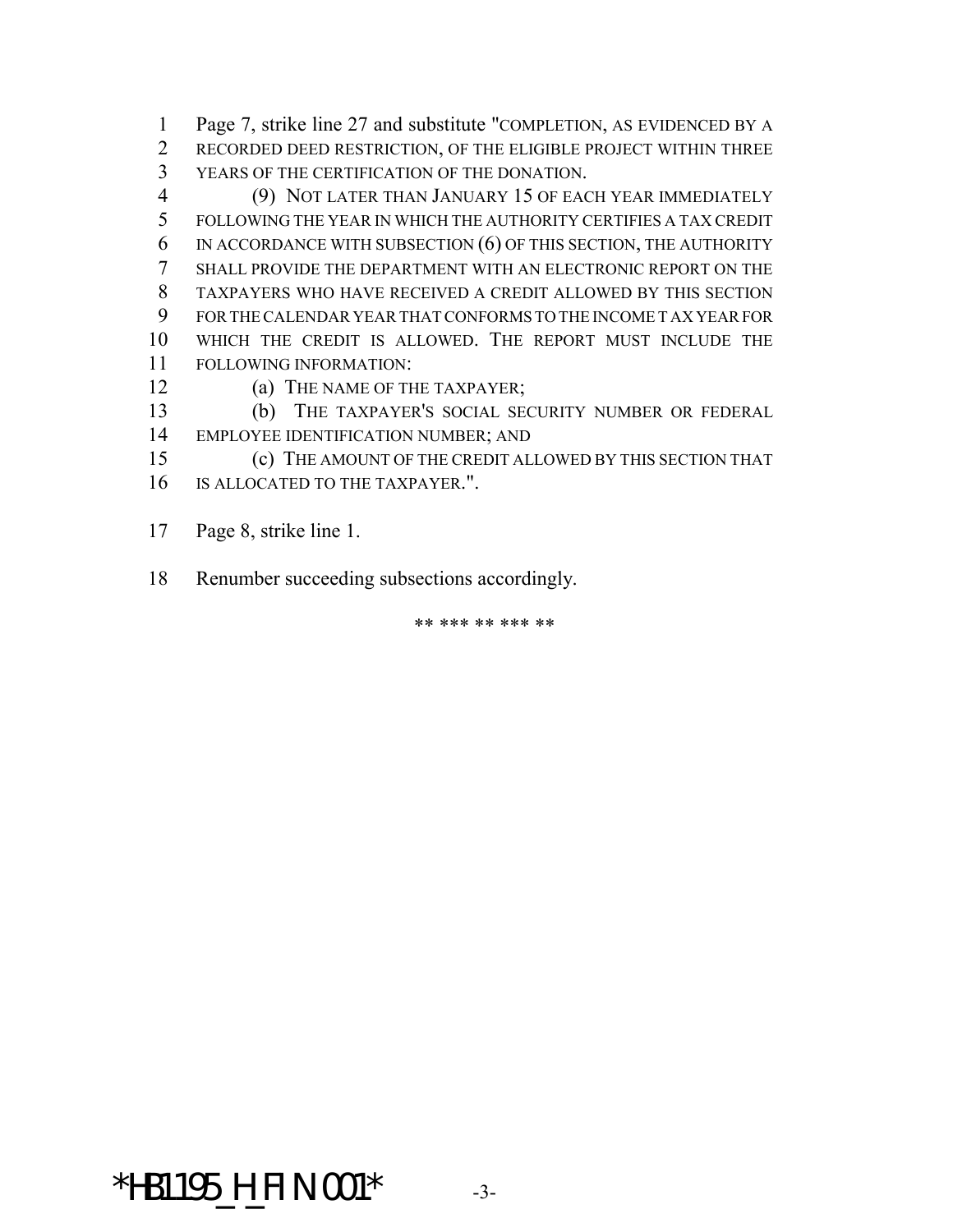Page 7, strike line 27 and substitute "COMPLETION, AS EVIDENCED BY A RECORDED DEED RESTRICTION, OF THE ELIGIBLE PROJECT WITHIN THREE YEARS OF THE CERTIFICATION OF THE DONATION.

(9) NOT LATER THAN JANUARY 15 OF EACH YEAR IMMEDIATELY FOLLOWING THE YEAR IN WHICH THE AUTHORITY CERTIFIES A TAX CREDIT IN ACCORDANCE WITH SUBSECTION (6) OF THIS SECTION, THE AUTHORITY SHALL PROVIDE THE DEPARTMENT WITH AN ELECTRONIC REPORT ON THE TAXPAYERS WHO HAVE RECEIVED A CREDIT ALLOWED BY THIS SECTION FOR THE CALENDAR YEAR THAT CONFORMS TO THE INCOME TAX YEAR FOR WHICH THE CREDIT IS ALLOWED. THE REPORT MUST INCLUDE THE FOLLOWING INFORMATION:

(a) THE NAME OF THE TAXPAYER;

(b) THE TAXPAYER'S SOCIAL SECURITY NUMBER OR FEDERAL EMPLOYEE IDENTIFICATION NUMBER; AND

(c) THE AMOUNT OF THE CREDIT ALLOWED BY THIS SECTION THAT IS ALLOCATED TO THE TAXPAYER.".

Page 8, strike line 1.

Renumber succeeding subsections accordingly.

** *** ** *** **